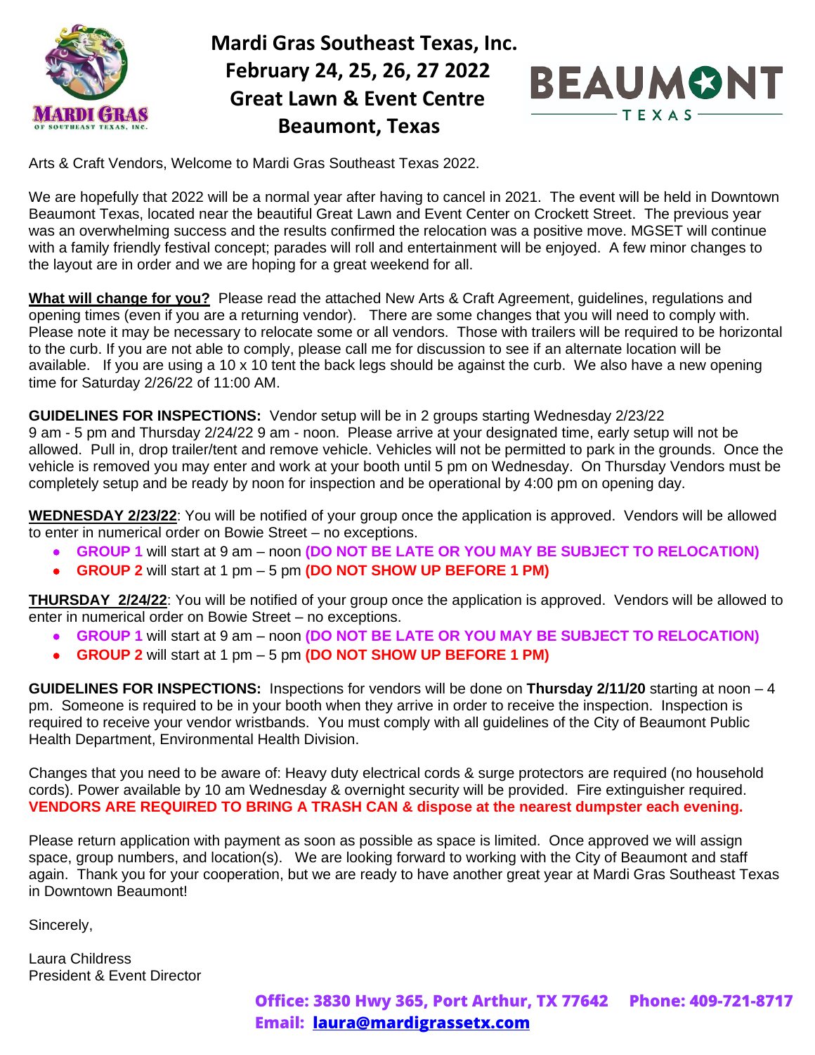# Mardi Gras Southeast Texas, Inc.
## February 24, 25, 26, 27 2022
## Great Lawn & Event Centre
## Beaumont, Texas

Arts & Craft Vendors, Welcome to Mardi Gras Southeast Texas 2022.

We are hopefully that 2022 will be a normal year after having to cancel in 2021. The event will be held in Downtown Beaumont Texas, located near the beautiful Great Lawn and Event Center on Crockett Street. The previous year was an overwhelming success and the results confirmed the relocation was a positive move. MGSET will continue with a family friendly festival concept; parades will roll and entertainment will be enjoyed. A few minor changes to the layout are in order and we are hoping for a great weekend for all.

**What will change for you?** Please read the attached New Arts & Craft Agreement, guidelines, regulations and opening times (even if you are a returning vendor). There are some changes that you will need to comply with. Please note it may be necessary to relocate some or all vendors. Those with trailers will be required to be horizontal to the curb. If you are not able to comply, please call me for discussion to see if an alternate location will be available. If you are using a 10 x 10 tent the back legs should be against the curb. We also have a new opening time for Saturday 2/26/22 of 11:00 AM.

**GUIDELINES FOR INSPECTIONS:** Vendor setup will be in 2 groups starting Wednesday 2/23/22 9 am - 5 pm and Thursday 2/24/22 9 am - noon. Please arrive at your designated time, early setup will not be allowed. Pull in, drop trailer/tent and remove vehicle. Vehicles will not be permitted to park in the grounds. Once the vehicle is removed you may enter and work at your booth until 5 pm on Wednesday. On Thursday Vendors must be completely setup and be ready by noon for inspection and be operational by 4:00 pm on opening day.

**WEDNESDAY 2/23/22**: You will be notified of your group once the application is approved. Vendors will be allowed to enter in numerical order on Bowie Street – no exceptions.

- **GROUP 1** will start at 9 am – noon **(DO NOT BE LATE OR YOU MAY BE SUBJECT TO RELOCATION)**
- **GROUP 2** will start at 1 pm – 5 pm **(DO NOT SHOW UP BEFORE 1 PM)**

**THURSDAY 2/24/22**: You will be notified of your group once the application is approved. Vendors will be allowed to enter in numerical order on Bowie Street – no exceptions.

- **GROUP 1** will start at 9 am – noon **(DO NOT BE LATE OR YOU MAY BE SUBJECT TO RELOCATION)**
- **GROUP 2** will start at 1 pm – 5 pm **(DO NOT SHOW UP BEFORE 1 PM)**

**GUIDELINES FOR INSPECTIONS:** Inspections for vendors will be done on **Thursday 2/11/20** starting at noon – 4 pm. Someone is required to be in your booth when they arrive in order to receive the inspection. Inspection is required to receive your vendor wristbands. You must comply with all guidelines of the City of Beaumont Public Health Department, Environmental Health Division.

Changes that you need to be aware of: Heavy duty electrical cords & surge protectors are required (no household cords). Power available by 10 am Wednesday & overnight security will be provided. Fire extinguisher required. **VENDORS ARE REQUIRED TO BRING A TRASH CAN & dispose at the nearest dumpster each evening.**

Please return application with payment as soon as possible as space is limited. Once approved we will assign space, group numbers, and location(s). We are looking forward to working with the City of Beaumont and staff again. Thank you for your cooperation, but we are ready to have another great year at Mardi Gras Southeast Texas in Downtown Beaumont!

Sincerely,

Laura Childress
President & Event Director

**Office: 3830 Hwy 365, Port Arthur, TX 77642 Phone: 409-721-8717**
**Email: laura@mardigrassetx.com**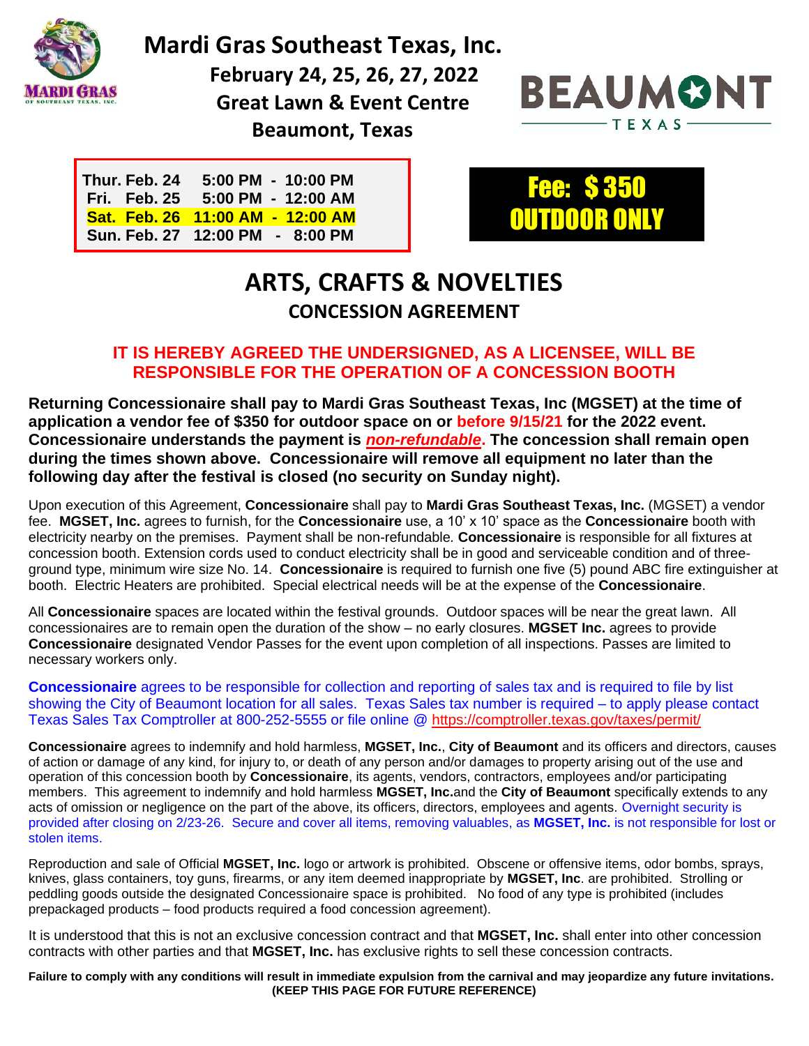# Mardi Gras Southeast Texas, Inc.

**February 24, 25, 26, 27, 2022**
**Great Lawn & Event Centre**
**Beaumont, Texas**

BEAUMONT TEXAS

| | |
|---|---|
| **Thur. Feb. 24** | **5:00 PM - 10:00 PM** |
| **Fri. Feb. 25** | **5:00 PM - 12:00 AM** |
| **Sat. Feb. 26** | **11:00 AM - 12:00 AM** |
| **Sun. Feb. 27** | **12:00 PM - 8:00 PM** |

**Fee: $ 350**
**OUTDOOR ONLY**

# ARTS, CRAFTS & NOVELTIES

## CONCESSION AGREEMENT

**IT IS HEREBY AGREED THE UNDERSIGNED, AS A LICENSEE, WILL BE RESPONSIBLE FOR THE OPERATION OF A CONCESSION BOOTH**

**Returning Concessionaire shall pay to Mardi Gras Southeast Texas, Inc (MGSET) at the time of application a vendor fee of $350 for outdoor space on or before 9/15/21 for the 2022 event. Concessionaire understands the payment is *non-refundable*. The concession shall remain open during the times shown above. Concessionaire will remove all equipment no later than the following day after the festival is closed (no security on Sunday night).**

Upon execution of this Agreement, **Concessionaire** shall pay to **Mardi Gras Southeast Texas, Inc.** (MGSET) a vendor fee. **MGSET, Inc.** agrees to furnish, for the **Concessionaire** use, a 10' x 10' space as the **Concessionaire** booth with electricity nearby on the premises. Payment shall be non-refundable. **Concessionaire** is responsible for all fixtures at concession booth. Extension cords used to conduct electricity shall be in good and serviceable condition and of three-ground type, minimum wire size No. 14. **Concessionaire** is required to furnish one five (5) pound ABC fire extinguisher at booth. Electric Heaters are prohibited. Special electrical needs will be at the expense of the **Concessionaire**.

All **Concessionaire** spaces are located within the festival grounds. Outdoor spaces will be near the great lawn. All concessionaires are to remain open the duration of the show – no early closures. **MGSET Inc.** agrees to provide **Concessionaire** designated Vendor Passes for the event upon completion of all inspections. Passes are limited to necessary workers only.

**Concessionaire** agrees to be responsible for collection and reporting of sales tax and is required to file by list showing the City of Beaumont location for all sales. Texas Sales tax number is required – to apply please contact Texas Sales Tax Comptroller at 800-252-5555 or file online @ https://comptroller.texas.gov/taxes/permit/

**Concessionaire** agrees to indemnify and hold harmless, **MGSET, Inc.**, **City of Beaumont** and its officers and directors, causes of action or damage of any kind, for injury to, or death of any person and/or damages to property arising out of the use and operation of this concession booth by **Concessionaire**, its agents, vendors, contractors, employees and/or participating members. This agreement to indemnify and hold harmless **MGSET, Inc.**and the **City of Beaumont** specifically extends to any acts of omission or negligence on the part of the above, its officers, directors, employees and agents. Overnight security is provided after closing on 2/23-26. Secure and cover all items, removing valuables, as **MGSET, Inc.** is not responsible for lost or stolen items.

Reproduction and sale of Official **MGSET, Inc.** logo or artwork is prohibited. Obscene or offensive items, odor bombs, sprays, knives, glass containers, toy guns, firearms, or any item deemed inappropriate by **MGSET, Inc**. are prohibited. Strolling or peddling goods outside the designated Concessionaire space is prohibited. No food of any type is prohibited (includes prepackaged products – food products required a food concession agreement).

It is understood that this is not an exclusive concession contract and that **MGSET, Inc.** shall enter into other concession contracts with other parties and that **MGSET, Inc.** has exclusive rights to sell these concession contracts.

**Failure to comply with any conditions will result in immediate expulsion from the carnival and may jeopardize any future invitations. (KEEP THIS PAGE FOR FUTURE REFERENCE)**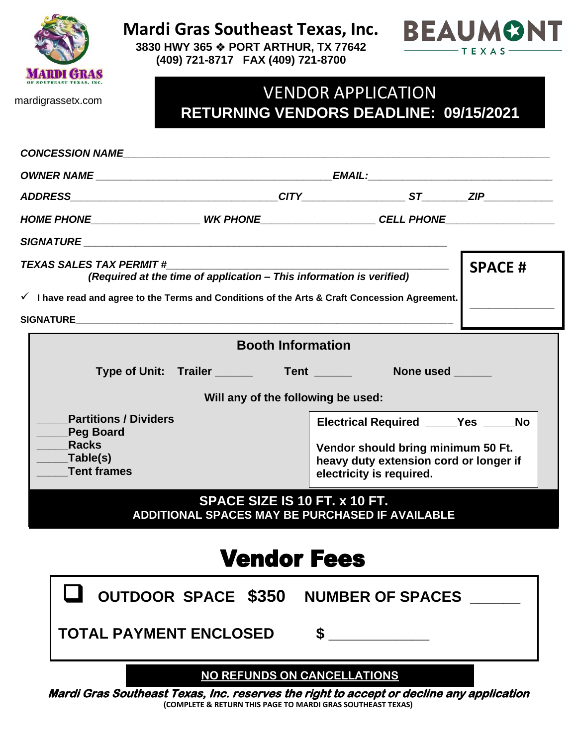# Mardi Gras Southeast Texas, Inc.

**3830 HWY 365 ❖ PORT ARTHUR, TX 77642**
**(409) 721-8717 FAX (409) 721-8700**

mardigrassetx.com

## VENDOR APPLICATION
**RETURNING VENDORS DEADLINE: 09/15/2021**

***CONCESSION NAME***_______________________________________________

***OWNER NAME*** ___________________________ ***EMAIL:***___________________

***ADDRESS***______________________ ***CITY***__________ ***ST***_____ ***ZIP***________

***HOME PHONE***___________ ***WK PHONE***___________ ***CELL PHONE***___________

***SIGNATURE*** _______________________________________________

***TEXAS SALES TAX PERMIT #***___________________________________
***(Required at the time of application – This information is verified)***

**SPACE #** ____________

✓ **I have read and agree to the Terms and Conditions of the Arts & Craft Concession Agreement.**

**SIGNATURE**_______________________________________________

### Booth Information

**Type of Unit: Trailer ______ Tent ______ None used ______**

**Will any of the following be used:**

- _____**Partitions / Dividers**
- _____**Peg Board**
- _____**Racks**
- _____**Table(s)**
- _____**Tent frames**

**Electrical Required _____Yes _____No**

**Vendor should bring minimum 50 Ft. heavy duty extension cord or longer if electricity is required.**

**SPACE SIZE IS 10 FT. x 10 FT.**
**ADDITIONAL SPACES MAY BE PURCHASED IF AVAILABLE**

# Vendor Fees

☐ **OUTDOOR SPACE $350 NUMBER OF SPACES ______**

**TOTAL PAYMENT ENCLOSED $ ____________**

**NO REFUNDS ON CANCELLATIONS**

***Mardi Gras Southeast Texas, Inc. reserves the right to accept or decline any application***

**(COMPLETE & RETURN THIS PAGE TO MARDI GRAS SOUTHEAST TEXAS)**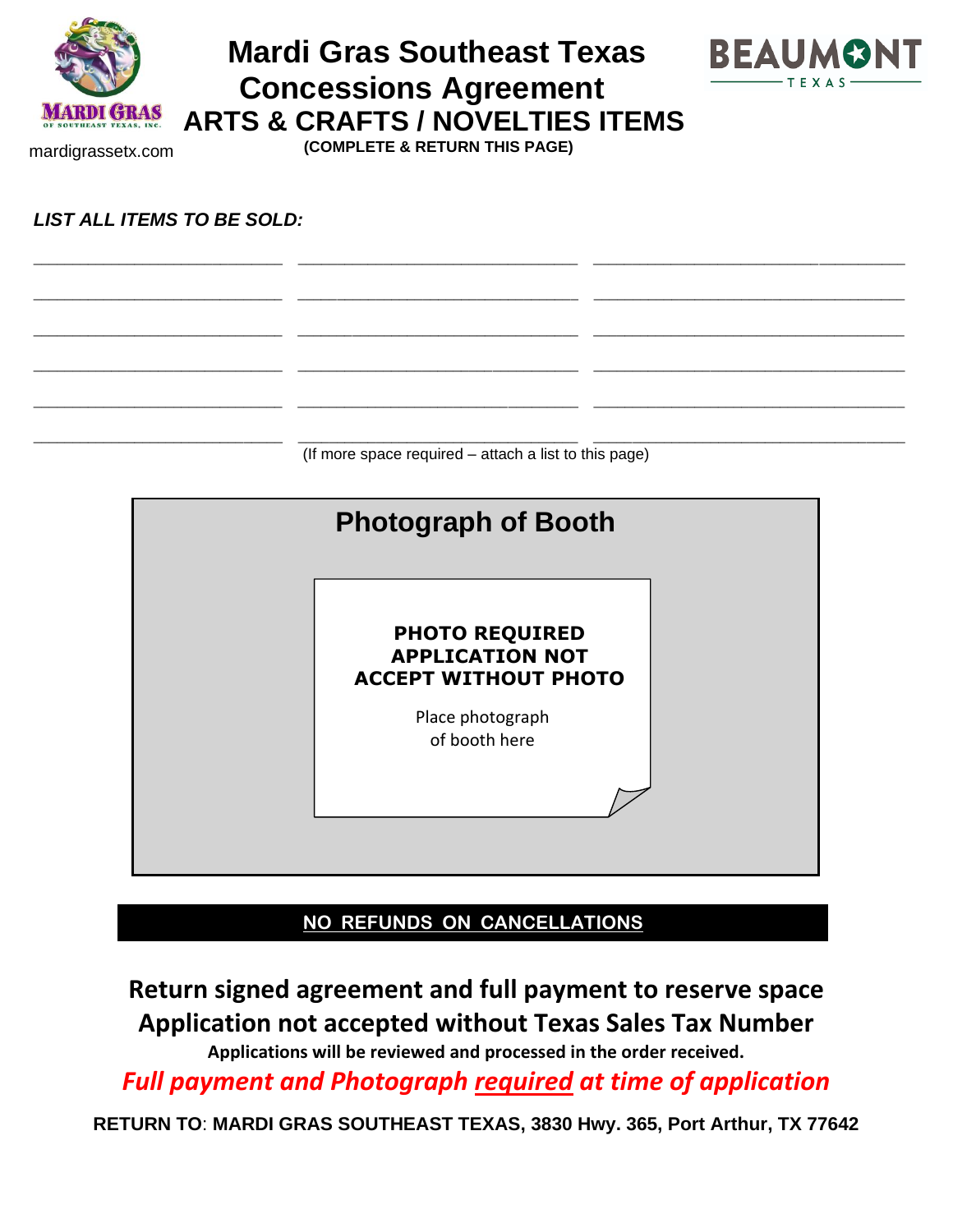# Mardi Gras Southeast Texas Concessions Agreement

## ARTS & CRAFTS / NOVELTIES ITEMS

mardigrassetx.com

**(COMPLETE & RETURN THIS PAGE)**

***LIST ALL ITEMS TO BE SOLD:***

_________________________ _________________________ _________________________

_________________________ _________________________ _________________________

_________________________ _________________________ _________________________

_________________________ _________________________ _________________________

_________________________ _________________________ _________________________

_________________________ _________________________ _________________________

(If more space required – attach a list to this page)

## Photograph of Booth

**PHOTO REQUIRED APPLICATION NOT ACCEPT WITHOUT PHOTO**

Place photograph of booth here

**NO REFUNDS ON CANCELLATIONS**

**Return signed agreement and full payment to reserve space**

**Application not accepted without Texas Sales Tax Number**

**Applications will be reviewed and processed in the order received.**

***Full payment and Photograph required at time of application***

**RETURN TO: MARDI GRAS SOUTHEAST TEXAS, 3830 Hwy. 365, Port Arthur, TX 77642**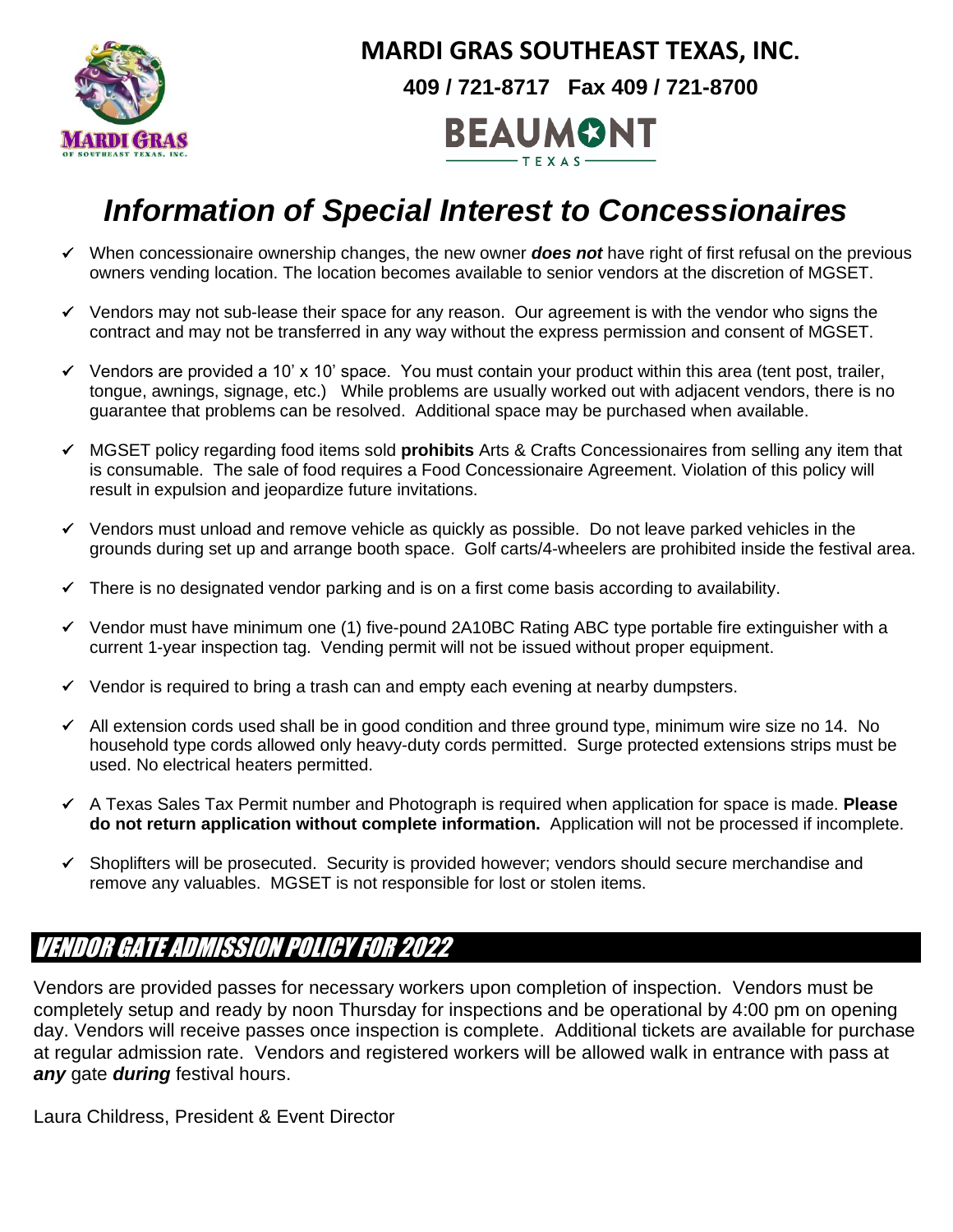**MARDI GRAS SOUTHEAST TEXAS, INC.**

**409 / 721-8717 Fax 409 / 721-8700**

BEAUMONT TEXAS

# *Information of Special Interest to Concessionaires*

- ✓ When concessionaire ownership changes, the new owner ***does not*** have right of first refusal on the previous owners vending location. The location becomes available to senior vendors at the discretion of MGSET.
- ✓ Vendors may not sub-lease their space for any reason. Our agreement is with the vendor who signs the contract and may not be transferred in any way without the express permission and consent of MGSET.
- ✓ Vendors are provided a 10' x 10' space. You must contain your product within this area (tent post, trailer, tongue, awnings, signage, etc.) While problems are usually worked out with adjacent vendors, there is no guarantee that problems can be resolved. Additional space may be purchased when available.
- ✓ MGSET policy regarding food items sold **prohibits** Arts & Crafts Concessionaires from selling any item that is consumable. The sale of food requires a Food Concessionaire Agreement. Violation of this policy will result in expulsion and jeopardize future invitations.
- ✓ Vendors must unload and remove vehicle as quickly as possible. Do not leave parked vehicles in the grounds during set up and arrange booth space. Golf carts/4-wheelers are prohibited inside the festival area.
- ✓ There is no designated vendor parking and is on a first come basis according to availability.
- ✓ Vendor must have minimum one (1) five-pound 2A10BC Rating ABC type portable fire extinguisher with a current 1-year inspection tag. Vending permit will not be issued without proper equipment.
- ✓ Vendor is required to bring a trash can and empty each evening at nearby dumpsters.
- ✓ All extension cords used shall be in good condition and three ground type, minimum wire size no 14. No household type cords allowed only heavy-duty cords permitted. Surge protected extensions strips must be used. No electrical heaters permitted.
- ✓ A Texas Sales Tax Permit number and Photograph is required when application for space is made. **Please do not return application without complete information.** Application will not be processed if incomplete.
- ✓ Shoplifters will be prosecuted. Security is provided however; vendors should secure merchandise and remove any valuables. MGSET is not responsible for lost or stolen items.

## *VENDOR GATE ADMISSION POLICY FOR 2022*

Vendors are provided passes for necessary workers upon completion of inspection. Vendors must be completely setup and ready by noon Thursday for inspections and be operational by 4:00 pm on opening day. Vendors will receive passes once inspection is complete. Additional tickets are available for purchase at regular admission rate. Vendors and registered workers will be allowed walk in entrance with pass at ***any*** gate ***during*** festival hours.

Laura Childress, President & Event Director